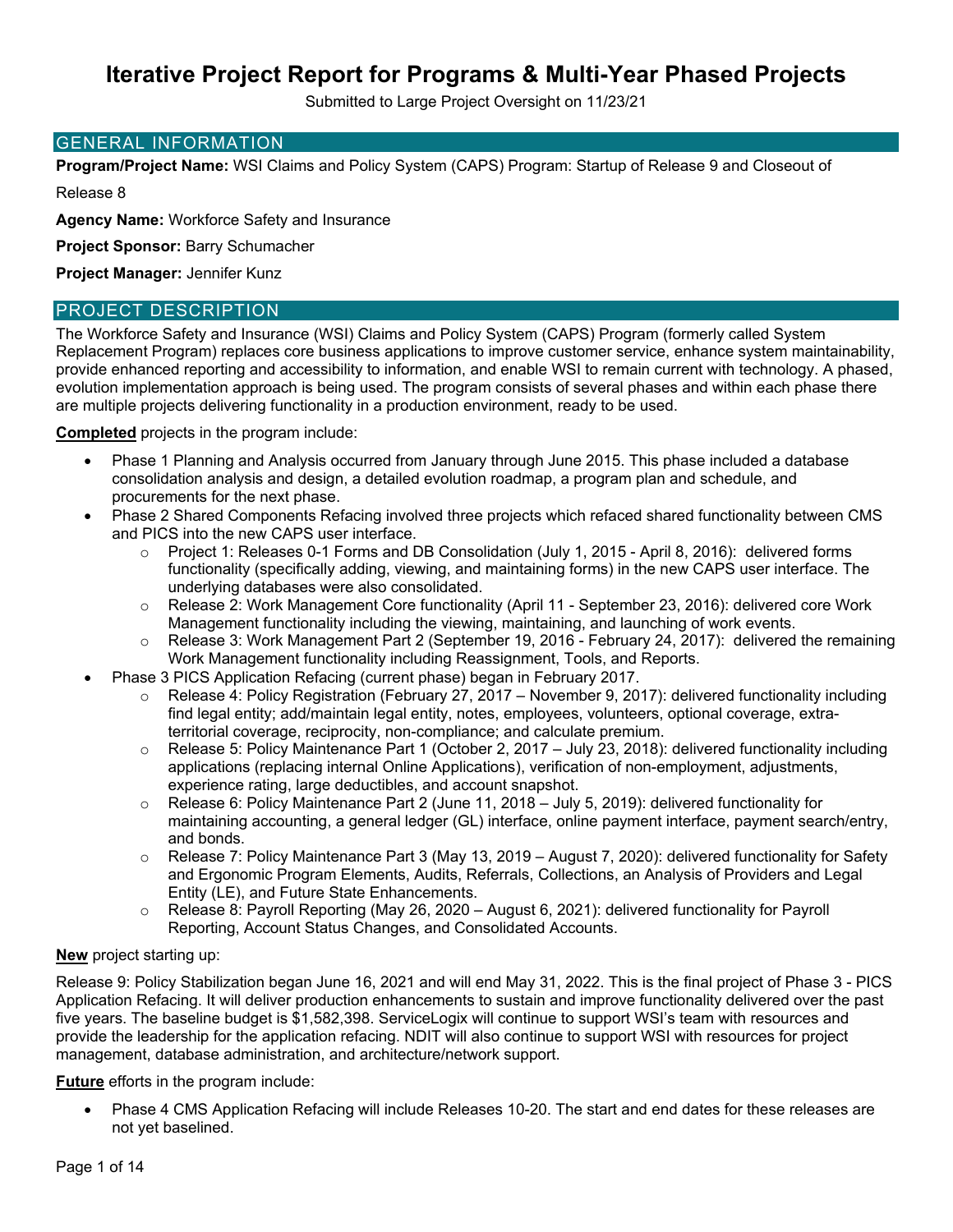# Iterative Project Report for Programs & Multi-Year Phased Projects

Submitted to Large Project Oversight on 11/23/21

## GENERAL INFORMATION

**Program/Project Name:** WSI Claims and Policy System (CAPS) Program: Startup of Release 9 and Closeout of Release 8

**Agency Name:** Workforce Safety and Insurance

**Project Sponsor:** Barry Schumacher

**Project Manager:** Jennifer Kunz

## PROJECT DESCRIPTION

The Workforce Safety and Insurance (WSI) Claims and Policy System (CAPS) Program (formerly called System Replacement Program) replaces core business applications to improve customer service, enhance system maintainability, provide enhanced reporting and accessibility to information, and enable WSI to remain current with technology. A phased, evolution implementation approach is being used. The program consists of several phases and within each phase there are multiple projects delivering functionality in a production environment, ready to be used.

**Completed** projects in the program include:

- Phase 1 Planning and Analysis occurred from January through June 2015. This phase included a database consolidation analysis and design, a detailed evolution roadmap, a program plan and schedule, and procurements for the next phase.
- Phase 2 Shared Components Refacing involved three projects which refaced shared functionality between CMS and PICS into the new CAPS user interface.
  - Project 1: Releases 0-1 Forms and DB Consolidation (July 1, 2015 - April 8, 2016): delivered forms functionality (specifically adding, viewing, and maintaining forms) in the new CAPS user interface. The underlying databases were also consolidated.
  - Release 2: Work Management Core functionality (April 11 - September 23, 2016): delivered core Work Management functionality including the viewing, maintaining, and launching of work events.
  - Release 3: Work Management Part 2 (September 19, 2016 - February 24, 2017): delivered the remaining Work Management functionality including Reassignment, Tools, and Reports.
- Phase 3 PICS Application Refacing (current phase) began in February 2017.
  - Release 4: Policy Registration (February 27, 2017 – November 9, 2017): delivered functionality including find legal entity; add/maintain legal entity, notes, employees, volunteers, optional coverage, extra-territorial coverage, reciprocity, non-compliance; and calculate premium.
  - Release 5: Policy Maintenance Part 1 (October 2, 2017 – July 23, 2018): delivered functionality including applications (replacing internal Online Applications), verification of non-employment, adjustments, experience rating, large deductibles, and account snapshot.
  - Release 6: Policy Maintenance Part 2 (June 11, 2018 – July 5, 2019): delivered functionality for maintaining accounting, a general ledger (GL) interface, online payment interface, payment search/entry, and bonds.
  - Release 7: Policy Maintenance Part 3 (May 13, 2019 – August 7, 2020): delivered functionality for Safety and Ergonomic Program Elements, Audits, Referrals, Collections, an Analysis of Providers and Legal Entity (LE), and Future State Enhancements.
  - Release 8: Payroll Reporting (May 26, 2020 – August 6, 2021): delivered functionality for Payroll Reporting, Account Status Changes, and Consolidated Accounts.

**New** project starting up:

Release 9: Policy Stabilization began June 16, 2021 and will end May 31, 2022. This is the final project of Phase 3 - PICS Application Refacing. It will deliver production enhancements to sustain and improve functionality delivered over the past five years. The baseline budget is $1,582,398. ServiceLogix will continue to support WSI's team with resources and provide the leadership for the application refacing. NDIT will also continue to support WSI with resources for project management, database administration, and architecture/network support.

**Future** efforts in the program include:

- Phase 4 CMS Application Refacing will include Releases 10-20. The start and end dates for these releases are not yet baselined.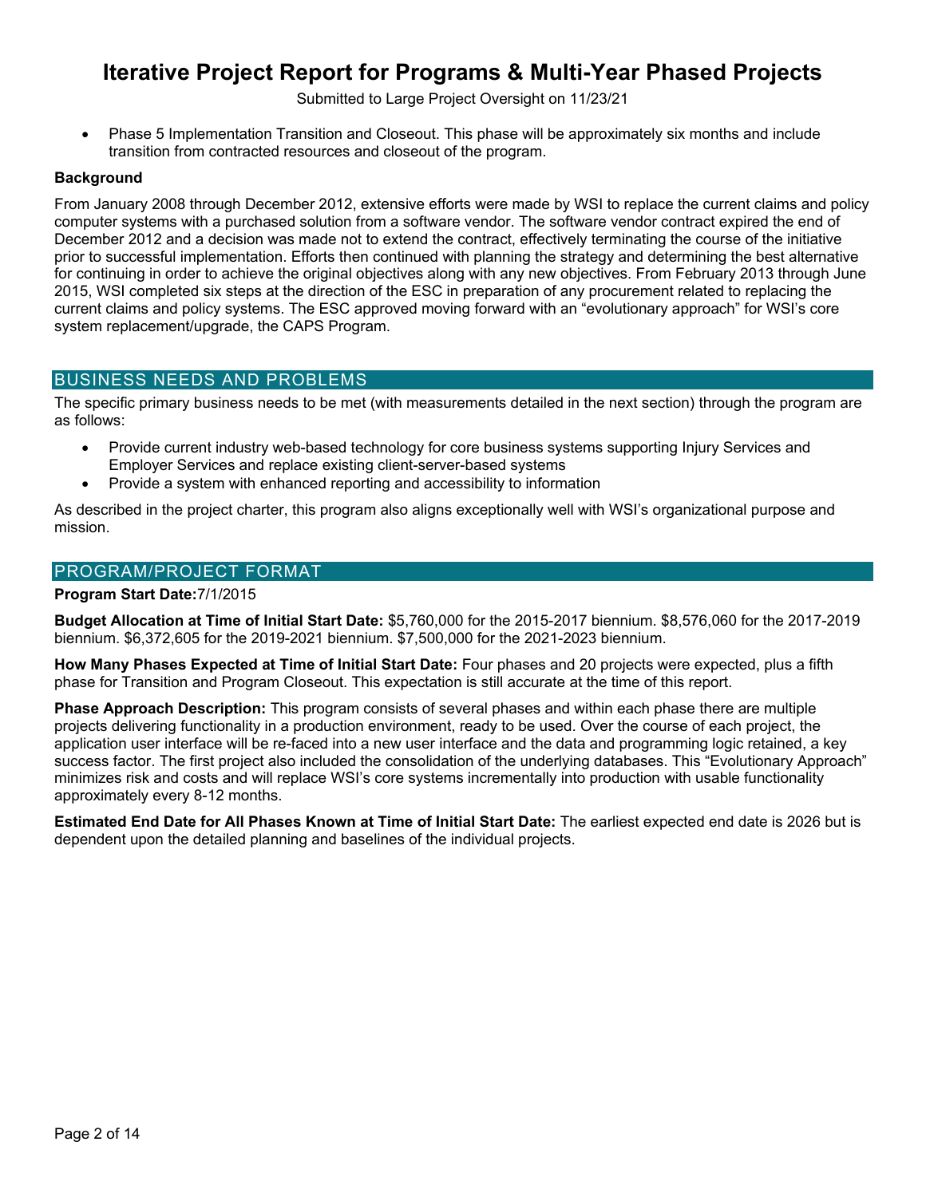- Phase 5 Implementation Transition and Closeout. This phase will be approximately six months and include transition from contracted resources and closeout of the program.

**Background**

From January 2008 through December 2012, extensive efforts were made by WSI to replace the current claims and policy computer systems with a purchased solution from a software vendor. The software vendor contract expired the end of December 2012 and a decision was made not to extend the contract, effectively terminating the course of the initiative prior to successful implementation. Efforts then continued with planning the strategy and determining the best alternative for continuing in order to achieve the original objectives along with any new objectives. From February 2013 through June 2015, WSI completed six steps at the direction of the ESC in preparation of any procurement related to replacing the current claims and policy systems. The ESC approved moving forward with an “evolutionary approach” for WSI’s core system replacement/upgrade, the CAPS Program.

## BUSINESS NEEDS AND PROBLEMS

The specific primary business needs to be met (with measurements detailed in the next section) through the program are as follows:

- Provide current industry web-based technology for core business systems supporting Injury Services and Employer Services and replace existing client-server-based systems
- Provide a system with enhanced reporting and accessibility to information

As described in the project charter, this program also aligns exceptionally well with WSI’s organizational purpose and mission.

## PROGRAM/PROJECT FORMAT

**Program Start Date:**7/1/2015

**Budget Allocation at Time of Initial Start Date:** $5,760,000 for the 2015-2017 biennium. $8,576,060 for the 2017-2019 biennium. $6,372,605 for the 2019-2021 biennium. $7,500,000 for the 2021-2023 biennium.

**How Many Phases Expected at Time of Initial Start Date:** Four phases and 20 projects were expected, plus a fifth phase for Transition and Program Closeout. This expectation is still accurate at the time of this report.

**Phase Approach Description:** This program consists of several phases and within each phase there are multiple projects delivering functionality in a production environment, ready to be used. Over the course of each project, the application user interface will be re-faced into a new user interface and the data and programming logic retained, a key success factor. The first project also included the consolidation of the underlying databases. This “Evolutionary Approach” minimizes risk and costs and will replace WSI’s core systems incrementally into production with usable functionality approximately every 8-12 months.

**Estimated End Date for All Phases Known at Time of Initial Start Date:** The earliest expected end date is 2026 but is dependent upon the detailed planning and baselines of the individual projects.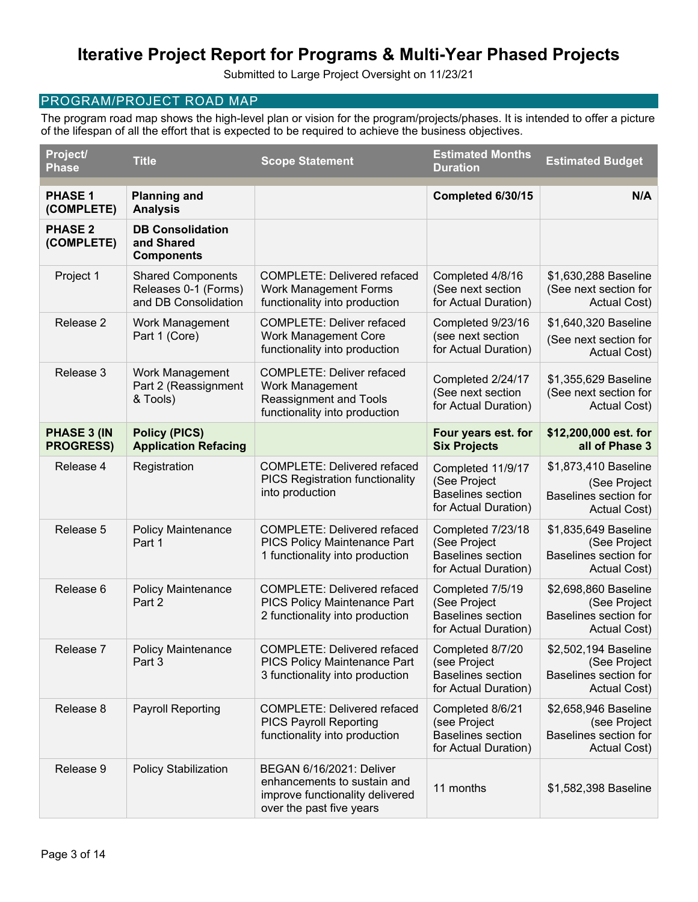# Iterative Project Report for Programs & Multi-Year Phased Projects

Submitted to Large Project Oversight on 11/23/21

## PROGRAM/PROJECT ROAD MAP

The program road map shows the high-level plan or vision for the program/projects/phases. It is intended to offer a picture of the lifespan of all the effort that is expected to be required to achieve the business objectives.

| Project/ Phase | Title | Scope Statement | Estimated Months Duration | Estimated Budget |
|---|---|---|---|---|
| **PHASE 1 (COMPLETE)** | **Planning and Analysis** | | **Completed 6/30/15** | **N/A** |
| **PHASE 2 (COMPLETE)** | **DB Consolidation and Shared Components** | | | |
| Project 1 | Shared Components Releases 0-1 (Forms) and DB Consolidation | COMPLETE: Delivered refaced Work Management Forms functionality into production | Completed 4/8/16 (See next section for Actual Duration) | $1,630,288 Baseline (See next section for Actual Cost) |
| Release 2 | Work Management Part 1 (Core) | COMPLETE: Deliver refaced Work Management Core functionality into production | Completed 9/23/16 (see next section for Actual Duration) | $1,640,320 Baseline (See next section for Actual Cost) |
| Release 3 | Work Management Part 2 (Reassignment & Tools) | COMPLETE: Deliver refaced Work Management Reassignment and Tools functionality into production | Completed 2/24/17 (See next section for Actual Duration) | $1,355,629 Baseline (See next section for Actual Cost) |
| **PHASE 3 (IN PROGRESS)** | **Policy (PICS) Application Refacing** | | **Four years est. for Six Projects** | **$12,200,000 est. for all of Phase 3** |
| Release 4 | Registration | COMPLETE: Delivered refaced PICS Registration functionality into production | Completed 11/9/17 (See Project Baselines section for Actual Duration) | $1,873,410 Baseline (See Project Baselines section for Actual Cost) |
| Release 5 | Policy Maintenance Part 1 | COMPLETE: Delivered refaced PICS Policy Maintenance Part 1 functionality into production | Completed 7/23/18 (See Project Baselines section for Actual Duration) | $1,835,649 Baseline (See Project Baselines section for Actual Cost) |
| Release 6 | Policy Maintenance Part 2 | COMPLETE: Delivered refaced PICS Policy Maintenance Part 2 functionality into production | Completed 7/5/19 (See Project Baselines section for Actual Duration) | $2,698,860 Baseline (See Project Baselines section for Actual Cost) |
| Release 7 | Policy Maintenance Part 3 | COMPLETE: Delivered refaced PICS Policy Maintenance Part 3 functionality into production | Completed 8/7/20 (see Project Baselines section for Actual Duration) | $2,502,194 Baseline (See Project Baselines section for Actual Cost) |
| Release 8 | Payroll Reporting | COMPLETE: Delivered refaced PICS Payroll Reporting functionality into production | Completed 8/6/21 (see Project Baselines section for Actual Duration) | $2,658,946 Baseline (see Project Baselines section for Actual Cost) |
| Release 9 | Policy Stabilization | BEGAN 6/16/2021: Deliver enhancements to sustain and improve functionality delivered over the past five years | 11 months | $1,582,398 Baseline |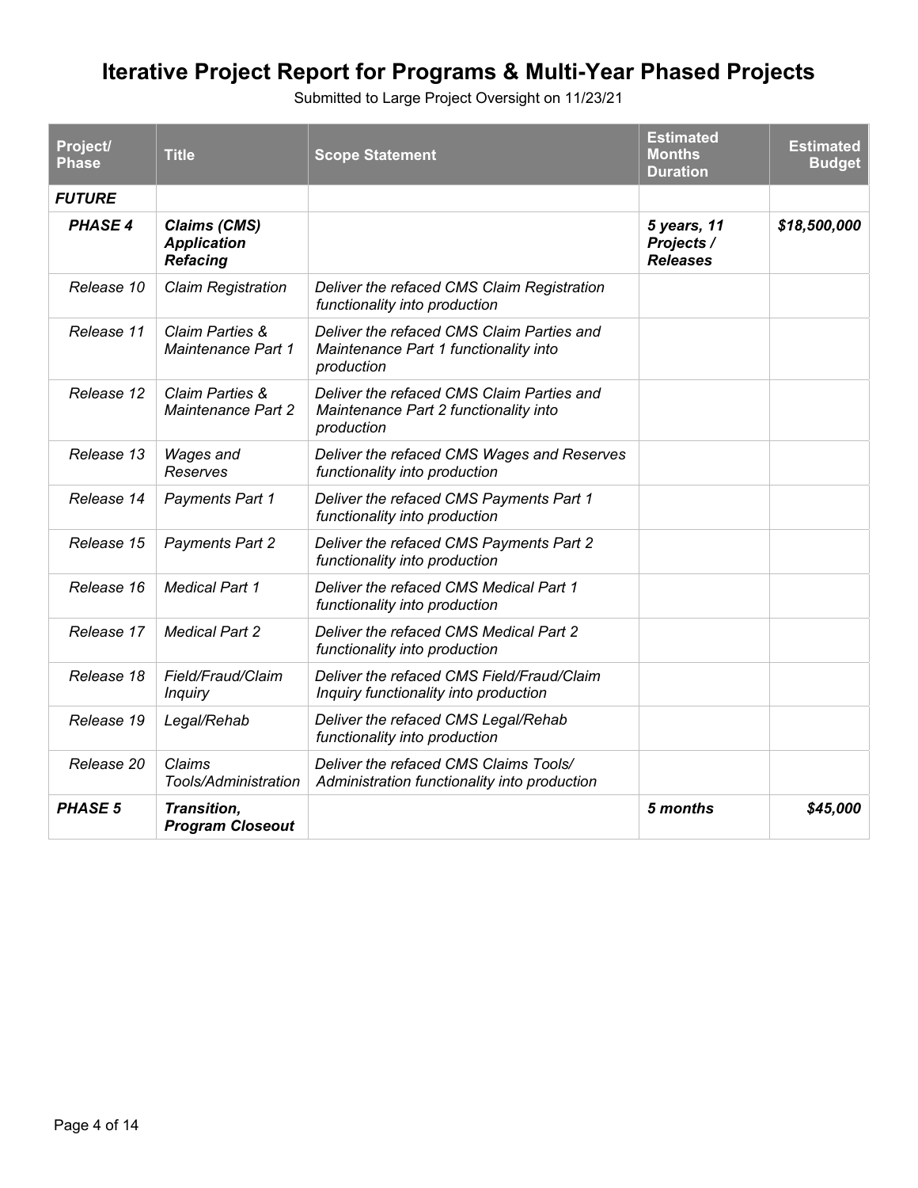# Iterative Project Report for Programs & Multi-Year Phased Projects

Submitted to Large Project Oversight on 11/23/21

| Project/ Phase | Title | Scope Statement | Estimated Months Duration | Estimated Budget |
|---|---|---|---|---|
| ***FUTURE*** | | | | |
| ***PHASE 4*** | ***Claims (CMS) Application Refacing*** | | ***5 years, 11 Projects / Releases*** | ***$18,500,000*** |
| *Release 10* | *Claim Registration* | *Deliver the refaced CMS Claim Registration functionality into production* | | |
| *Release 11* | *Claim Parties & Maintenance Part 1* | *Deliver the refaced CMS Claim Parties and Maintenance Part 1 functionality into production* | | |
| *Release 12* | *Claim Parties & Maintenance Part 2* | *Deliver the refaced CMS Claim Parties and Maintenance Part 2 functionality into production* | | |
| *Release 13* | *Wages and Reserves* | *Deliver the refaced CMS Wages and Reserves functionality into production* | | |
| *Release 14* | *Payments Part 1* | *Deliver the refaced CMS Payments Part 1 functionality into production* | | |
| *Release 15* | *Payments Part 2* | *Deliver the refaced CMS Payments Part 2 functionality into production* | | |
| *Release 16* | *Medical Part 1* | *Deliver the refaced CMS Medical Part 1 functionality into production* | | |
| *Release 17* | *Medical Part 2* | *Deliver the refaced CMS Medical Part 2 functionality into production* | | |
| *Release 18* | *Field/Fraud/Claim Inquiry* | *Deliver the refaced CMS Field/Fraud/Claim Inquiry functionality into production* | | |
| *Release 19* | *Legal/Rehab* | *Deliver the refaced CMS Legal/Rehab functionality into production* | | |
| *Release 20* | *Claims Tools/Administration* | *Deliver the refaced CMS Claims Tools/ Administration functionality into production* | | |
| ***PHASE 5*** | ***Transition, Program Closeout*** | | ***5 months*** | ***$45,000*** |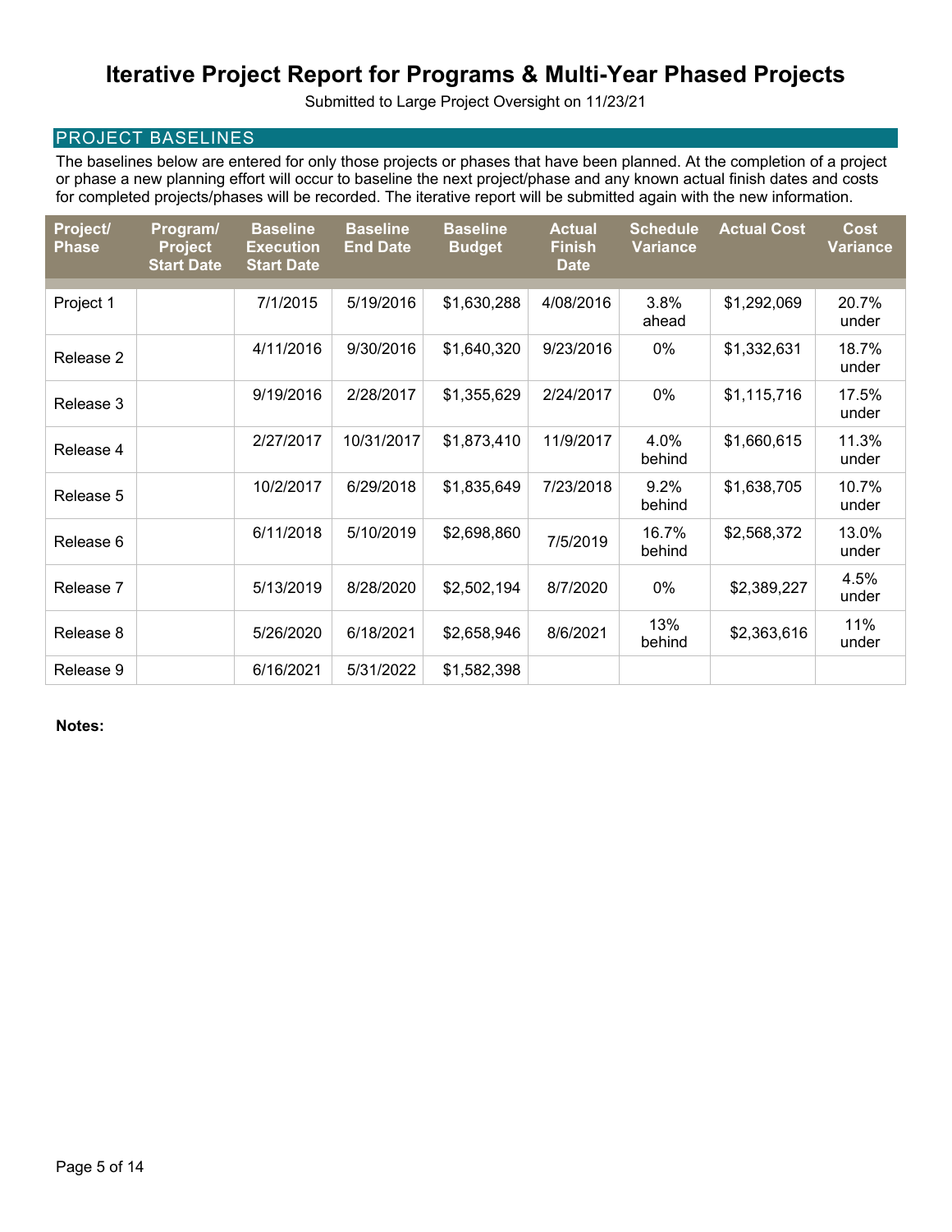# Iterative Project Report for Programs & Multi-Year Phased Projects

Submitted to Large Project Oversight on 11/23/21

## PROJECT BASELINES

The baselines below are entered for only those projects or phases that have been planned. At the completion of a project or phase a new planning effort will occur to baseline the next project/phase and any known actual finish dates and costs for completed projects/phases will be recorded. The iterative report will be submitted again with the new information.

| Project/ Phase | Program/ Project Start Date | Baseline Execution Start Date | Baseline End Date | Baseline Budget | Actual Finish Date | Schedule Variance | Actual Cost | Cost Variance |
|---|---|---|---|---|---|---|---|---|
| Project 1 | | 7/1/2015 | 5/19/2016 | $1,630,288 | 4/08/2016 | 3.8% ahead | $1,292,069 | 20.7% under |
| Release 2 | | 4/11/2016 | 9/30/2016 | $1,640,320 | 9/23/2016 | 0% | $1,332,631 | 18.7% under |
| Release 3 | | 9/19/2016 | 2/28/2017 | $1,355,629 | 2/24/2017 | 0% | $1,115,716 | 17.5% under |
| Release 4 | | 2/27/2017 | 10/31/2017 | $1,873,410 | 11/9/2017 | 4.0% behind | $1,660,615 | 11.3% under |
| Release 5 | | 10/2/2017 | 6/29/2018 | $1,835,649 | 7/23/2018 | 9.2% behind | $1,638,705 | 10.7% under |
| Release 6 | | 6/11/2018 | 5/10/2019 | $2,698,860 | 7/5/2019 | 16.7% behind | $2,568,372 | 13.0% under |
| Release 7 | | 5/13/2019 | 8/28/2020 | $2,502,194 | 8/7/2020 | 0% | $2,389,227 | 4.5% under |
| Release 8 | | 5/26/2020 | 6/18/2021 | $2,658,946 | 8/6/2021 | 13% behind | $2,363,616 | 11% under |
| Release 9 | | 6/16/2021 | 5/31/2022 | $1,582,398 | | | | |

**Notes:**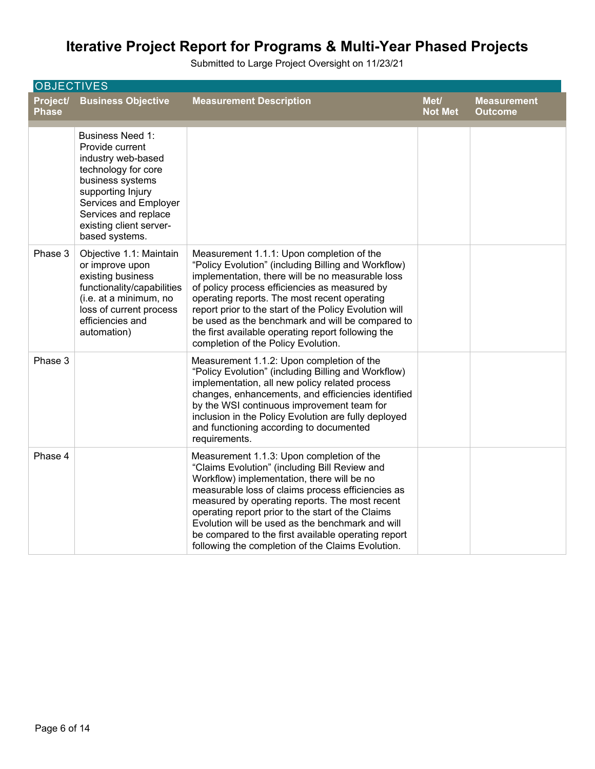# Iterative Project Report for Programs & Multi-Year Phased Projects

Submitted to Large Project Oversight on 11/23/21

## OBJECTIVES

| Project/ Phase | Business Objective | Measurement Description | Met/ Not Met | Measurement Outcome |
|---|---|---|---|---|
| | Business Need 1: Provide current industry web-based technology for core business systems supporting Injury Services and Employer Services and replace existing client server-based systems. | | | |
| Phase 3 | Objective 1.1: Maintain or improve upon existing business functionality/capabilities (i.e. at a minimum, no loss of current process efficiencies and automation) | Measurement 1.1.1: Upon completion of the "Policy Evolution" (including Billing and Workflow) implementation, there will be no measurable loss of policy process efficiencies as measured by operating reports. The most recent operating report prior to the start of the Policy Evolution will be used as the benchmark and will be compared to the first available operating report following the completion of the Policy Evolution. | | |
| Phase 3 | | Measurement 1.1.2: Upon completion of the "Policy Evolution" (including Billing and Workflow) implementation, all new policy related process changes, enhancements, and efficiencies identified by the WSI continuous improvement team for inclusion in the Policy Evolution are fully deployed and functioning according to documented requirements. | | |
| Phase 4 | | Measurement 1.1.3: Upon completion of the "Claims Evolution" (including Bill Review and Workflow) implementation, there will be no measurable loss of claims process efficiencies as measured by operating reports. The most recent operating report prior to the start of the Claims Evolution will be used as the benchmark and will be compared to the first available operating report following the completion of the Claims Evolution. | | |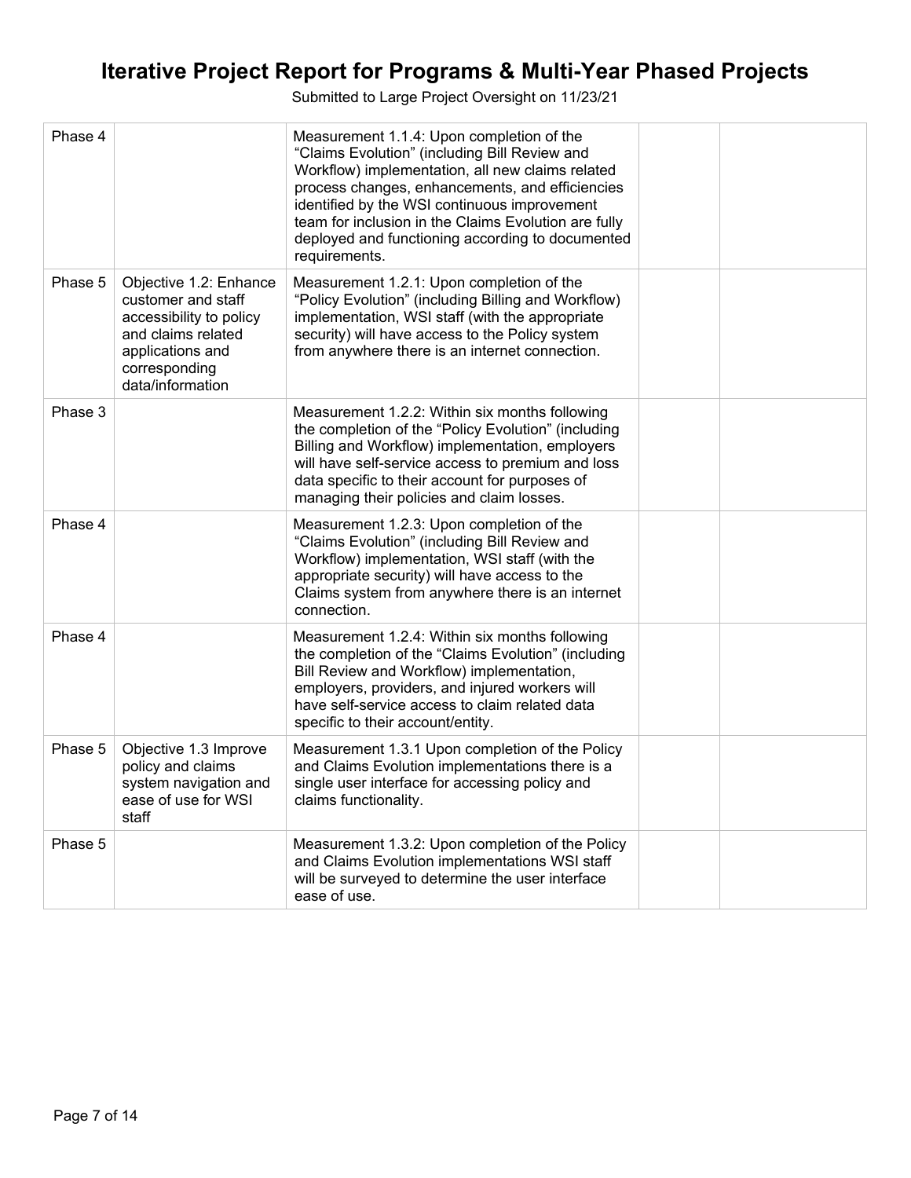# Iterative Project Report for Programs & Multi-Year Phased Projects

Submitted to Large Project Oversight on 11/23/21

| | | | | |
|---|---|---|---|---|
| Phase 4 | | Measurement 1.1.4: Upon completion of the "Claims Evolution" (including Bill Review and Workflow) implementation, all new claims related process changes, enhancements, and efficiencies identified by the WSI continuous improvement team for inclusion in the Claims Evolution are fully deployed and functioning according to documented requirements. | | |
| Phase 5 | Objective 1.2: Enhance customer and staff accessibility to policy and claims related applications and corresponding data/information | Measurement 1.2.1: Upon completion of the "Policy Evolution" (including Billing and Workflow) implementation, WSI staff (with the appropriate security) will have access to the Policy system from anywhere there is an internet connection. | | |
| Phase 3 | | Measurement 1.2.2: Within six months following the completion of the "Policy Evolution" (including Billing and Workflow) implementation, employers will have self-service access to premium and loss data specific to their account for purposes of managing their policies and claim losses. | | |
| Phase 4 | | Measurement 1.2.3: Upon completion of the "Claims Evolution" (including Bill Review and Workflow) implementation, WSI staff (with the appropriate security) will have access to the Claims system from anywhere there is an internet connection. | | |
| Phase 4 | | Measurement 1.2.4: Within six months following the completion of the "Claims Evolution" (including Bill Review and Workflow) implementation, employers, providers, and injured workers will have self-service access to claim related data specific to their account/entity. | | |
| Phase 5 | Objective 1.3 Improve policy and claims system navigation and ease of use for WSI staff | Measurement 1.3.1 Upon completion of the Policy and Claims Evolution implementations there is a single user interface for accessing policy and claims functionality. | | |
| Phase 5 | | Measurement 1.3.2: Upon completion of the Policy and Claims Evolution implementations WSI staff will be surveyed to determine the user interface ease of use. | | |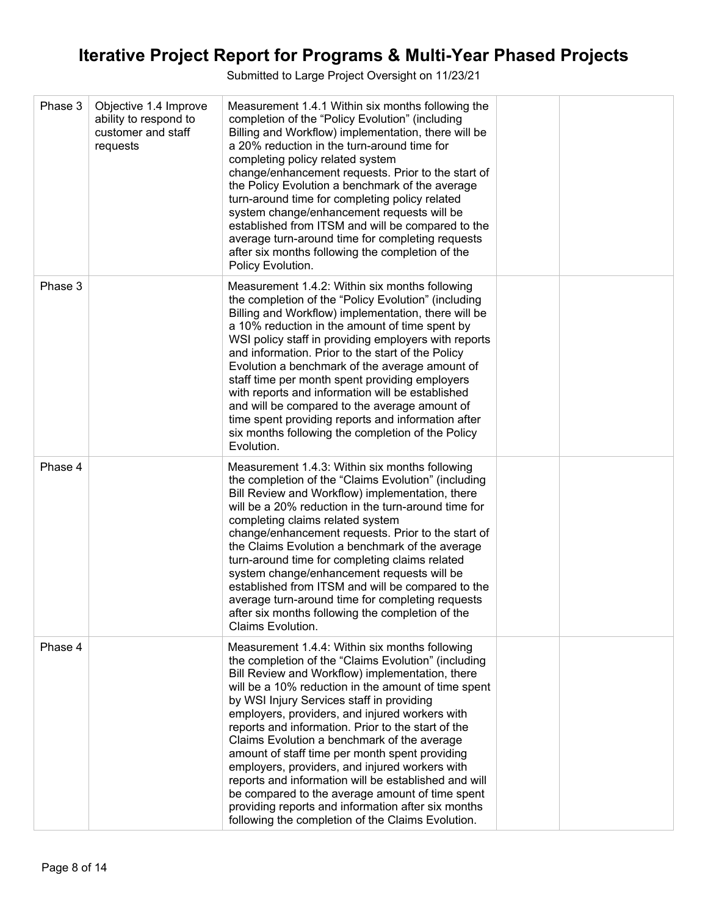# Iterative Project Report for Programs & Multi-Year Phased Projects

Submitted to Large Project Oversight on 11/23/21

| | | | | |
|---|---|---|---|---|
| Phase 3 | Objective 1.4 Improve ability to respond to customer and staff requests | Measurement 1.4.1 Within six months following the completion of the "Policy Evolution" (including Billing and Workflow) implementation, there will be a 20% reduction in the turn-around time for completing policy related system change/enhancement requests. Prior to the start of the Policy Evolution a benchmark of the average turn-around time for completing policy related system change/enhancement requests will be established from ITSM and will be compared to the average turn-around time for completing requests after six months following the completion of the Policy Evolution. | | |
| Phase 3 | | Measurement 1.4.2: Within six months following the completion of the "Policy Evolution" (including Billing and Workflow) implementation, there will be a 10% reduction in the amount of time spent by WSI policy staff in providing employers with reports and information. Prior to the start of the Policy Evolution a benchmark of the average amount of staff time per month spent providing employers with reports and information will be established and will be compared to the average amount of time spent providing reports and information after six months following the completion of the Policy Evolution. | | |
| Phase 4 | | Measurement 1.4.3: Within six months following the completion of the "Claims Evolution" (including Bill Review and Workflow) implementation, there will be a 20% reduction in the turn-around time for completing claims related system change/enhancement requests. Prior to the start of the Claims Evolution a benchmark of the average turn-around time for completing claims related system change/enhancement requests will be established from ITSM and will be compared to the average turn-around time for completing requests after six months following the completion of the Claims Evolution. | | |
| Phase 4 | | Measurement 1.4.4: Within six months following the completion of the "Claims Evolution" (including Bill Review and Workflow) implementation, there will be a 10% reduction in the amount of time spent by WSI Injury Services staff in providing employers, providers, and injured workers with reports and information. Prior to the start of the Claims Evolution a benchmark of the average amount of staff time per month spent providing employers, providers, and injured workers with reports and information will be established and will be compared to the average amount of time spent providing reports and information after six months following the completion of the Claims Evolution. | | |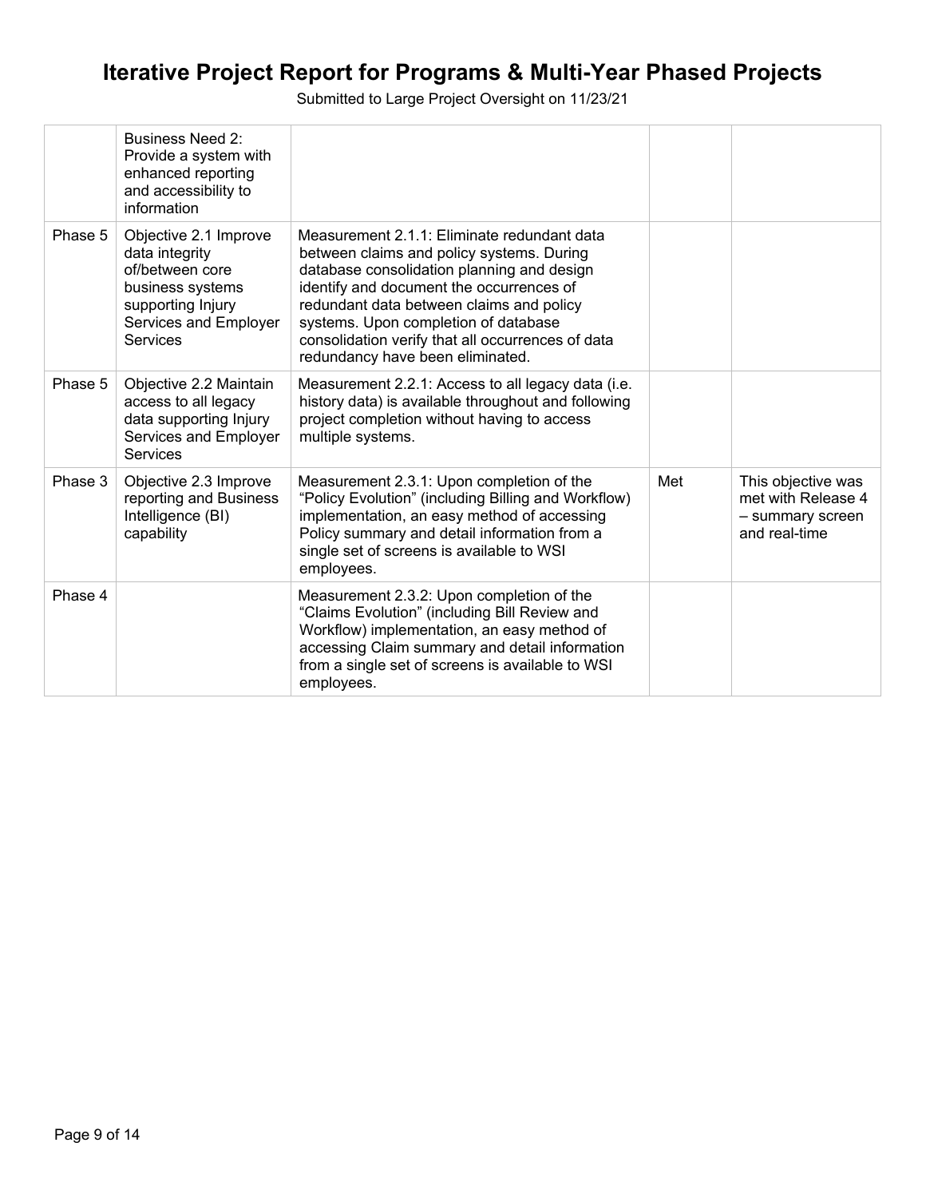# Iterative Project Report for Programs & Multi-Year Phased Projects

Submitted to Large Project Oversight on 11/23/21

| | | | | |
|---|---|---|---|---|
| | Business Need 2: Provide a system with enhanced reporting and accessibility to information | | | |
| Phase 5 | Objective 2.1 Improve data integrity of/between core business systems supporting Injury Services and Employer Services | Measurement 2.1.1: Eliminate redundant data between claims and policy systems. During database consolidation planning and design identify and document the occurrences of redundant data between claims and policy systems. Upon completion of database consolidation verify that all occurrences of data redundancy have been eliminated. | | |
| Phase 5 | Objective 2.2 Maintain access to all legacy data supporting Injury Services and Employer Services | Measurement 2.2.1: Access to all legacy data (i.e. history data) is available throughout and following project completion without having to access multiple systems. | | |
| Phase 3 | Objective 2.3 Improve reporting and Business Intelligence (BI) capability | Measurement 2.3.1: Upon completion of the "Policy Evolution" (including Billing and Workflow) implementation, an easy method of accessing Policy summary and detail information from a single set of screens is available to WSI employees. | Met | This objective was met with Release 4 – summary screen and real-time |
| Phase 4 | | Measurement 2.3.2: Upon completion of the "Claims Evolution" (including Bill Review and Workflow) implementation, an easy method of accessing Claim summary and detail information from a single set of screens is available to WSI employees. | | |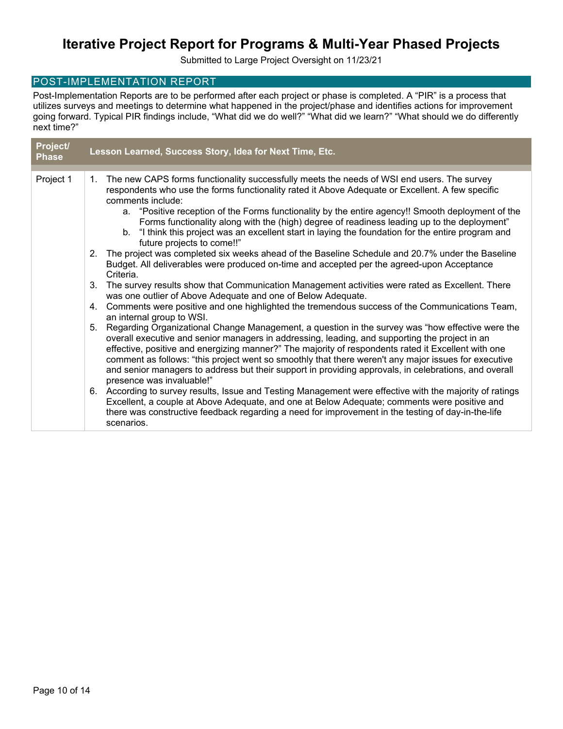# Iterative Project Report for Programs & Multi-Year Phased Projects

Submitted to Large Project Oversight on 11/23/21

## POST-IMPLEMENTATION REPORT

Post-Implementation Reports are to be performed after each project or phase is completed. A "PIR" is a process that utilizes surveys and meetings to determine what happened in the project/phase and identifies actions for improvement going forward. Typical PIR findings include, "What did we do well?" "What did we learn?" "What should we do differently next time?"

| Project/ Phase | Lesson Learned, Success Story, Idea for Next Time, Etc. |
|---|---|
| Project 1 | 1. The new CAPS forms functionality successfully meets the needs of WSI end users. The survey respondents who use the forms functionality rated it Above Adequate or Excellent. A few specific comments include:<br>a. "Positive reception of the Forms functionality by the entire agency!! Smooth deployment of the Forms functionality along with the (high) degree of readiness leading up to the deployment"<br>b. "I think this project was an excellent start in laying the foundation for the entire program and future projects to come!!"<br>2. The project was completed six weeks ahead of the Baseline Schedule and 20.7% under the Baseline Budget. All deliverables were produced on-time and accepted per the agreed-upon Acceptance Criteria.<br>3. The survey results show that Communication Management activities were rated as Excellent. There was one outlier of Above Adequate and one of Below Adequate.<br>4. Comments were positive and one highlighted the tremendous success of the Communications Team, an internal group to WSI.<br>5. Regarding Organizational Change Management, a question in the survey was "how effective were the overall executive and senior managers in addressing, leading, and supporting the project in an effective, positive and energizing manner?" The majority of respondents rated it Excellent with one comment as follows: "this project went so smoothly that there weren't any major issues for executive and senior managers to address but their support in providing approvals, in celebrations, and overall presence was invaluable!"<br>6. According to survey results, Issue and Testing Management were effective with the majority of ratings Excellent, a couple at Above Adequate, and one at Below Adequate; comments were positive and there was constructive feedback regarding a need for improvement in the testing of day-in-the-life scenarios. |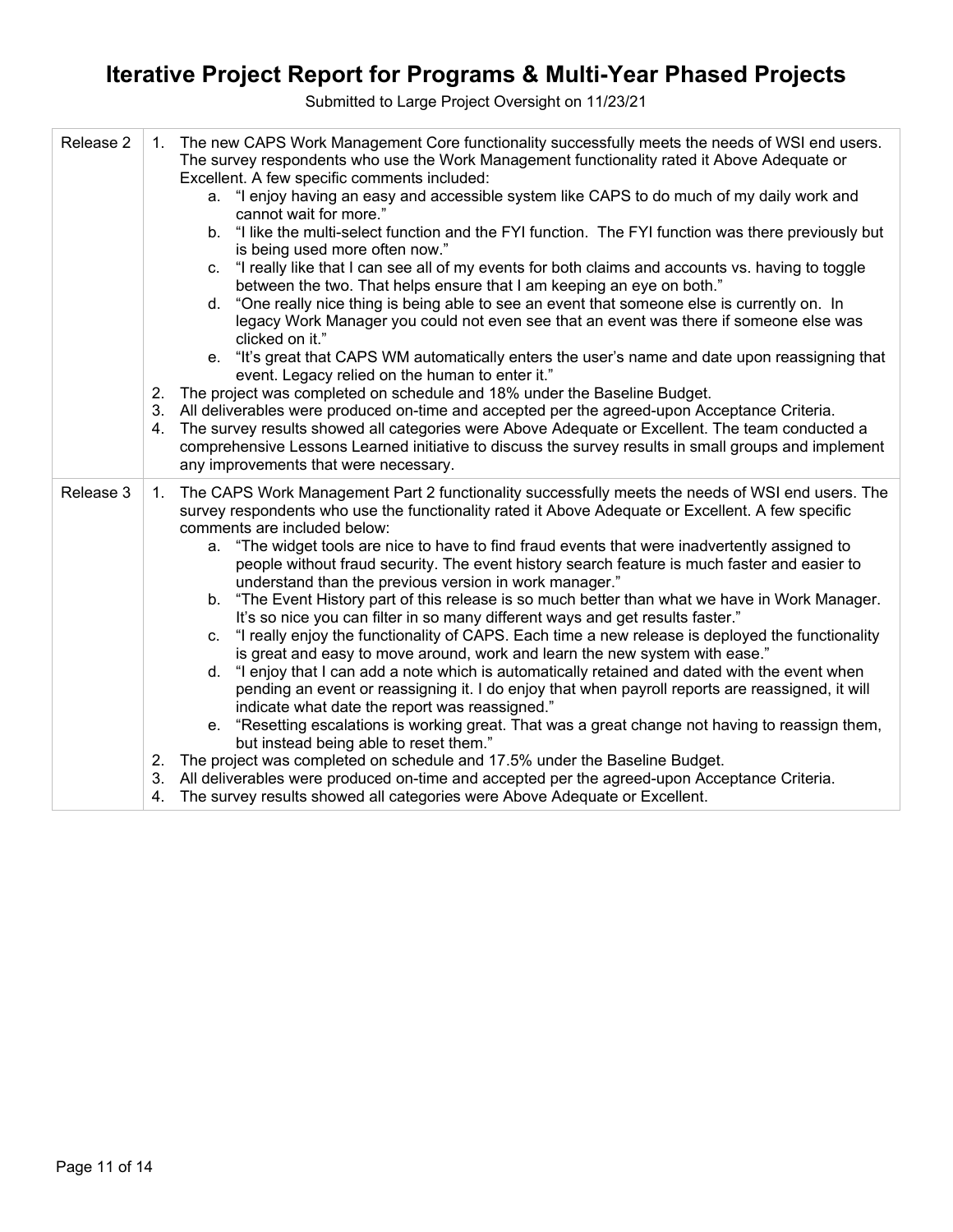# Iterative Project Report for Programs & Multi-Year Phased Projects

Submitted to Large Project Oversight on 11/23/21

| | |
|---|---|
| Release 2 | 1. The new CAPS Work Management Core functionality successfully meets the needs of WSI end users. The survey respondents who use the Work Management functionality rated it Above Adequate or Excellent. A few specific comments included:<br>a. "I enjoy having an easy and accessible system like CAPS to do much of my daily work and cannot wait for more."<br>b. "I like the multi-select function and the FYI function. The FYI function was there previously but is being used more often now."<br>c. "I really like that I can see all of my events for both claims and accounts vs. having to toggle between the two. That helps ensure that I am keeping an eye on both."<br>d. "One really nice thing is being able to see an event that someone else is currently on. In legacy Work Manager you could not even see that an event was there if someone else was clicked on it."<br>e. "It's great that CAPS WM automatically enters the user's name and date upon reassigning that event. Legacy relied on the human to enter it."<br>2. The project was completed on schedule and 18% under the Baseline Budget.<br>3. All deliverables were produced on-time and accepted per the agreed-upon Acceptance Criteria.<br>4. The survey results showed all categories were Above Adequate or Excellent. The team conducted a comprehensive Lessons Learned initiative to discuss the survey results in small groups and implement any improvements that were necessary. |
| Release 3 | 1. The CAPS Work Management Part 2 functionality successfully meets the needs of WSI end users. The survey respondents who use the functionality rated it Above Adequate or Excellent. A few specific comments are included below:<br>a. "The widget tools are nice to have to find fraud events that were inadvertently assigned to people without fraud security. The event history search feature is much faster and easier to understand than the previous version in work manager."<br>b. "The Event History part of this release is so much better than what we have in Work Manager. It's so nice you can filter in so many different ways and get results faster."<br>c. "I really enjoy the functionality of CAPS. Each time a new release is deployed the functionality is great and easy to move around, work and learn the new system with ease."<br>d. "I enjoy that I can add a note which is automatically retained and dated with the event when pending an event or reassigning it. I do enjoy that when payroll reports are reassigned, it will indicate what date the report was reassigned."<br>e. "Resetting escalations is working great. That was a great change not having to reassign them, but instead being able to reset them."<br>2. The project was completed on schedule and 17.5% under the Baseline Budget.<br>3. All deliverables were produced on-time and accepted per the agreed-upon Acceptance Criteria.<br>4. The survey results showed all categories were Above Adequate or Excellent. |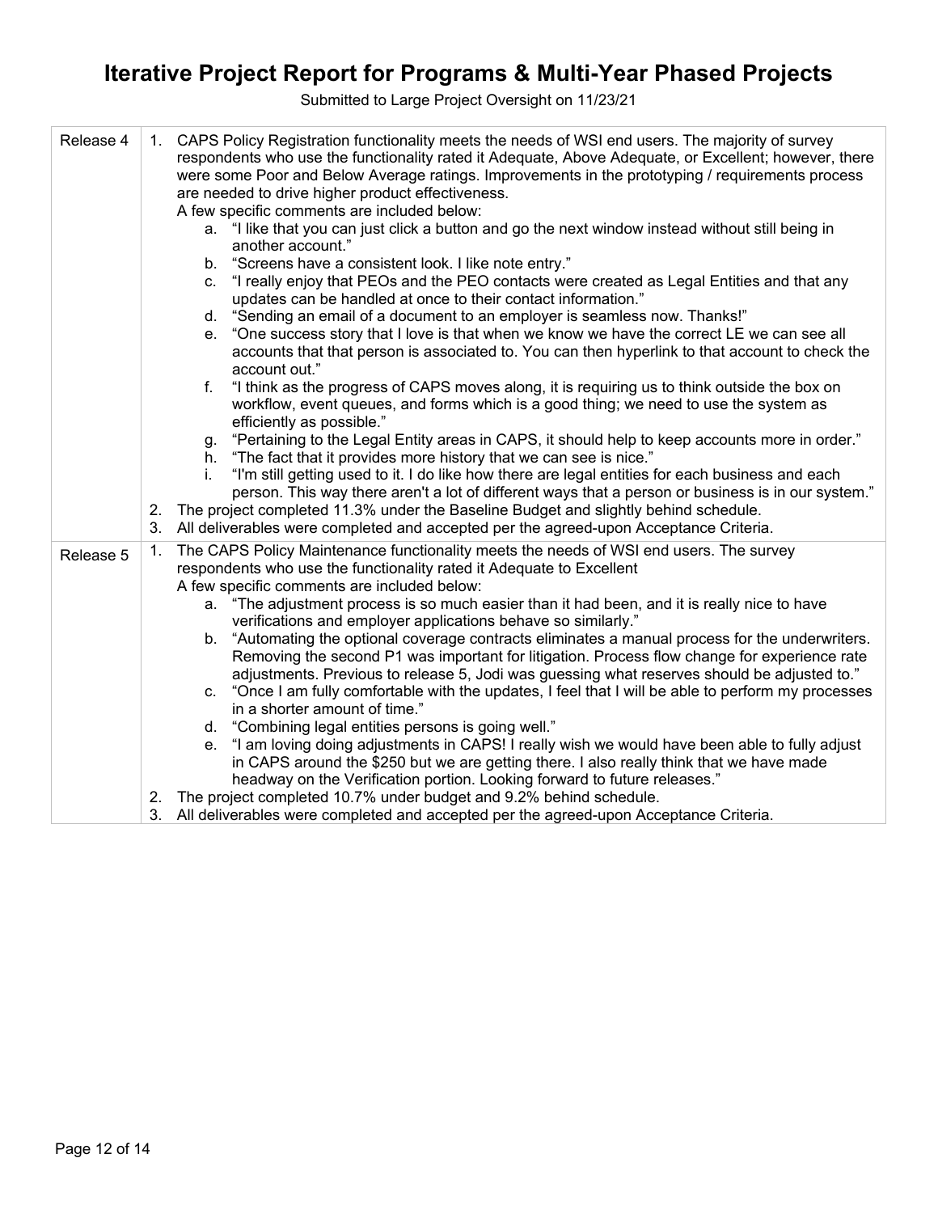# Iterative Project Report for Programs & Multi-Year Phased Projects

Submitted to Large Project Oversight on 11/23/21

| | |
|---|---|
| Release 4 | 1. CAPS Policy Registration functionality meets the needs of WSI end users. The majority of survey respondents who use the functionality rated it Adequate, Above Adequate, or Excellent; however, there were some Poor and Below Average ratings. Improvements in the prototyping / requirements process are needed to drive higher product effectiveness.<br>A few specific comments are included below:<br>a. "I like that you can just click a button and go the next window instead without still being in another account."<br>b. "Screens have a consistent look. I like note entry."<br>c. "I really enjoy that PEOs and the PEO contacts were created as Legal Entities and that any updates can be handled at once to their contact information."<br>d. "Sending an email of a document to an employer is seamless now. Thanks!"<br>e. "One success story that I love is that when we know we have the correct LE we can see all accounts that that person is associated to. You can then hyperlink to that account to check the account out."<br>f. "I think as the progress of CAPS moves along, it is requiring us to think outside the box on workflow, event queues, and forms which is a good thing; we need to use the system as efficiently as possible."<br>g. "Pertaining to the Legal Entity areas in CAPS, it should help to keep accounts more in order."<br>h. "The fact that it provides more history that we can see is nice."<br>i. "I'm still getting used to it. I do like how there are legal entities for each business and each person. This way there aren't a lot of different ways that a person or business is in our system."<br>2. The project completed 11.3% under the Baseline Budget and slightly behind schedule.<br>3. All deliverables were completed and accepted per the agreed-upon Acceptance Criteria. |
| Release 5 | 1. The CAPS Policy Maintenance functionality meets the needs of WSI end users. The survey respondents who use the functionality rated it Adequate to Excellent<br>A few specific comments are included below:<br>a. "The adjustment process is so much easier than it had been, and it is really nice to have verifications and employer applications behave so similarly."<br>b. "Automating the optional coverage contracts eliminates a manual process for the underwriters. Removing the second P1 was important for litigation. Process flow change for experience rate adjustments. Previous to release 5, Jodi was guessing what reserves should be adjusted to."<br>c. "Once I am fully comfortable with the updates, I feel that I will be able to perform my processes in a shorter amount of time."<br>d. "Combining legal entities persons is going well."<br>e. "I am loving doing adjustments in CAPS! I really wish we would have been able to fully adjust in CAPS around the $250 but we are getting there. I also really think that we have made headway on the Verification portion. Looking forward to future releases."<br>2. The project completed 10.7% under budget and 9.2% behind schedule.<br>3. All deliverables were completed and accepted per the agreed-upon Acceptance Criteria. |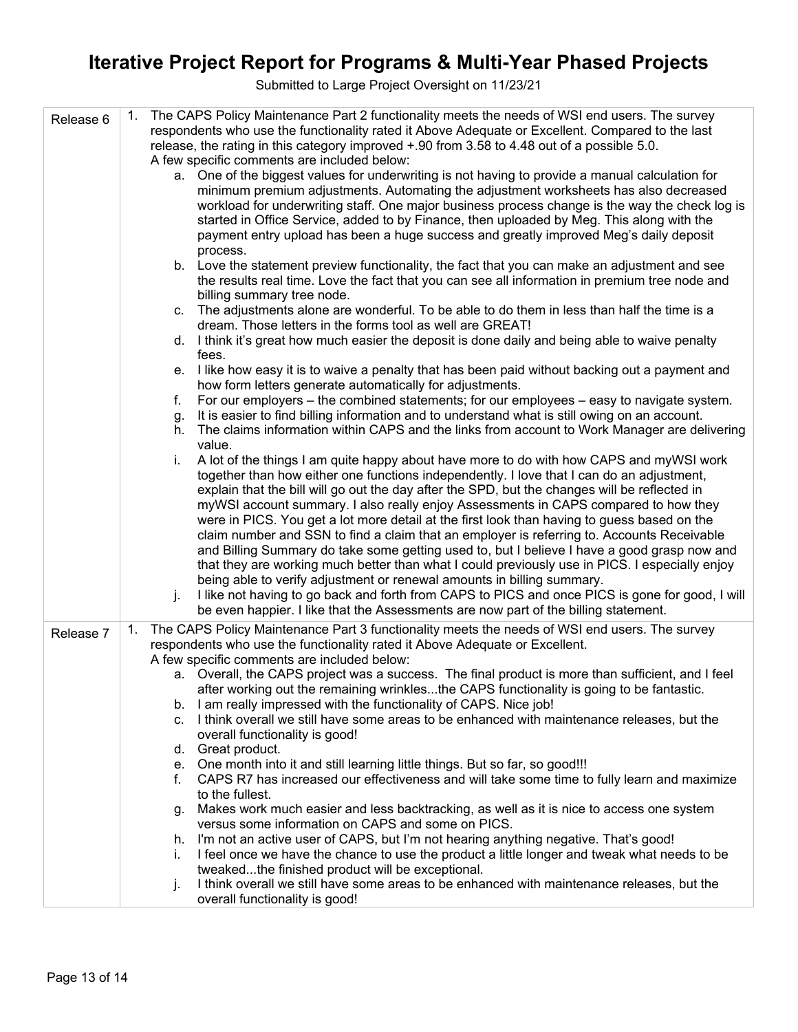# Iterative Project Report for Programs & Multi-Year Phased Projects

Submitted to Large Project Oversight on 11/23/21

| | |
|---|---|
| Release 6 | 1. The CAPS Policy Maintenance Part 2 functionality meets the needs of WSI end users. The survey respondents who use the functionality rated it Above Adequate or Excellent. Compared to the last release, the rating in this category improved +.90 from 3.58 to 4.48 out of a possible 5.0.<br>A few specific comments are included below:<br>a. One of the biggest values for underwriting is not having to provide a manual calculation for minimum premium adjustments. Automating the adjustment worksheets has also decreased workload for underwriting staff. One major business process change is the way the check log is started in Office Service, added to by Finance, then uploaded by Meg. This along with the payment entry upload has been a huge success and greatly improved Meg's daily deposit process.<br>b. Love the statement preview functionality, the fact that you can make an adjustment and see the results real time. Love the fact that you can see all information in premium tree node and billing summary tree node.<br>c. The adjustments alone are wonderful. To be able to do them in less than half the time is a dream. Those letters in the forms tool as well are GREAT!<br>d. I think it's great how much easier the deposit is done daily and being able to waive penalty fees.<br>e. I like how easy it is to waive a penalty that has been paid without backing out a payment and how form letters generate automatically for adjustments.<br>f. For our employers – the combined statements; for our employees – easy to navigate system.<br>g. It is easier to find billing information and to understand what is still owing on an account.<br>h. The claims information within CAPS and the links from account to Work Manager are delivering value.<br>i. A lot of the things I am quite happy about have more to do with how CAPS and myWSI work together than how either one functions independently. I love that I can do an adjustment, explain that the bill will go out the day after the SPD, but the changes will be reflected in myWSI account summary. I also really enjoy Assessments in CAPS compared to how they were in PICS. You get a lot more detail at the first look than having to guess based on the claim number and SSN to find a claim that an employer is referring to. Accounts Receivable and Billing Summary do take some getting used to, but I believe I have a good grasp now and that they are working much better than what I could previously use in PICS. I especially enjoy being able to verify adjustment or renewal amounts in billing summary.<br>j. I like not having to go back and forth from CAPS to PICS and once PICS is gone for good, I will be even happier. I like that the Assessments are now part of the billing statement. |
| Release 7 | 1. The CAPS Policy Maintenance Part 3 functionality meets the needs of WSI end users. The survey respondents who use the functionality rated it Above Adequate or Excellent.<br>A few specific comments are included below:<br>a. Overall, the CAPS project was a success. The final product is more than sufficient, and I feel after working out the remaining wrinkles...the CAPS functionality is going to be fantastic.<br>b. I am really impressed with the functionality of CAPS. Nice job!<br>c. I think overall we still have some areas to be enhanced with maintenance releases, but the overall functionality is good!<br>d. Great product.<br>e. One month into it and still learning little things. But so far, so good!!!<br>f. CAPS R7 has increased our effectiveness and will take some time to fully learn and maximize to the fullest.<br>g. Makes work much easier and less backtracking, as well as it is nice to access one system versus some information on CAPS and some on PICS.<br>h. I'm not an active user of CAPS, but I'm not hearing anything negative. That's good!<br>i. I feel once we have the chance to use the product a little longer and tweak what needs to be tweaked...the finished product will be exceptional.<br>j. I think overall we still have some areas to be enhanced with maintenance releases, but the overall functionality is good! |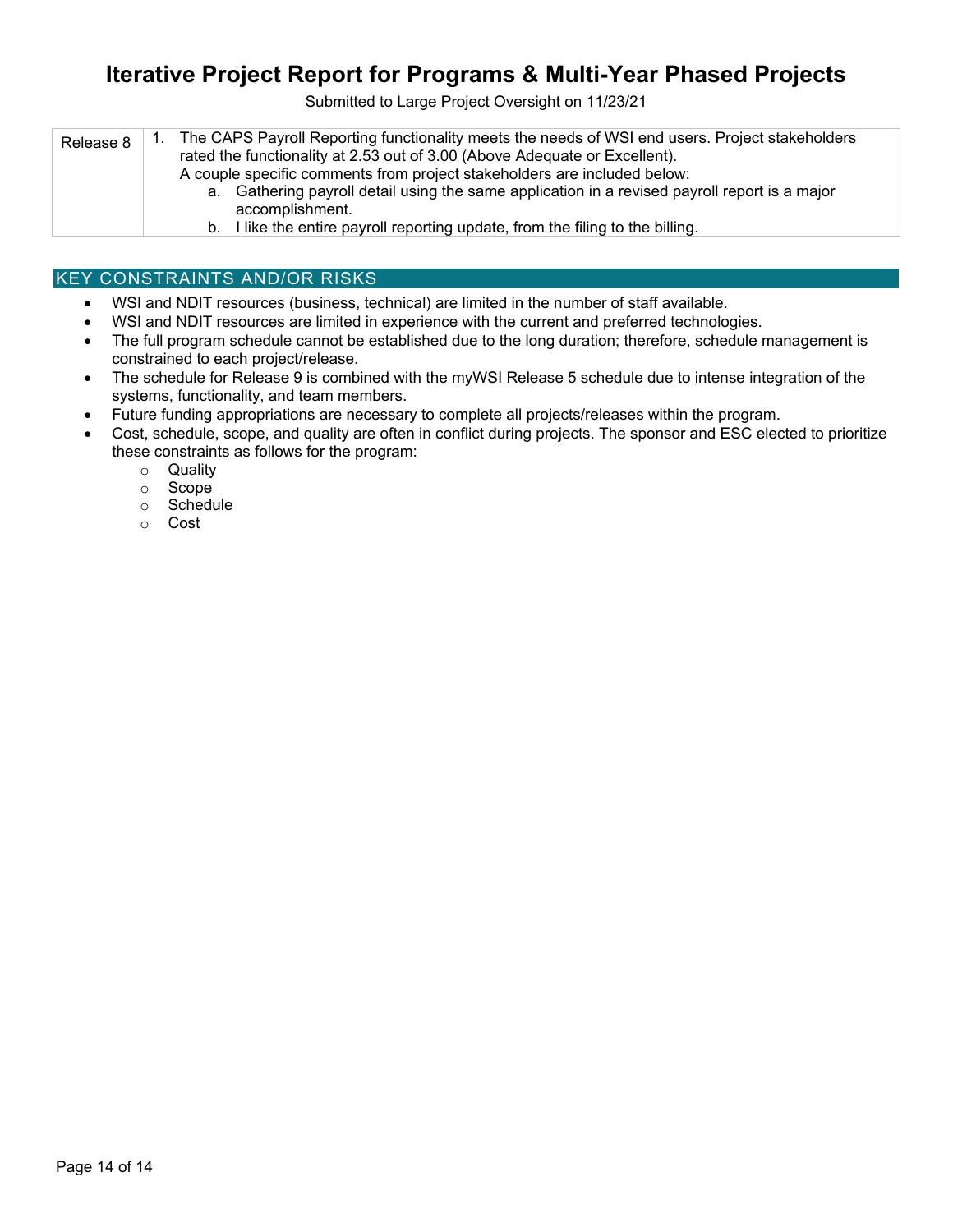| | |
|---|---|
| Release 8 | 1. The CAPS Payroll Reporting functionality meets the needs of WSI end users. Project stakeholders rated the functionality at 2.53 out of 3.00 (Above Adequate or Excellent).<br>A couple specific comments from project stakeholders are included below:<br>a. Gathering payroll detail using the same application in a revised payroll report is a major accomplishment.<br>b. I like the entire payroll reporting update, from the filing to the billing. |

## KEY CONSTRAINTS AND/OR RISKS

- WSI and NDIT resources (business, technical) are limited in the number of staff available.
- WSI and NDIT resources are limited in experience with the current and preferred technologies.
- The full program schedule cannot be established due to the long duration; therefore, schedule management is constrained to each project/release.
- The schedule for Release 9 is combined with the myWSI Release 5 schedule due to intense integration of the systems, functionality, and team members.
- Future funding appropriations are necessary to complete all projects/releases within the program.
- Cost, schedule, scope, and quality are often in conflict during projects. The sponsor and ESC elected to prioritize these constraints as follows for the program:
  - Quality
  - Scope
  - Schedule
  - Cost